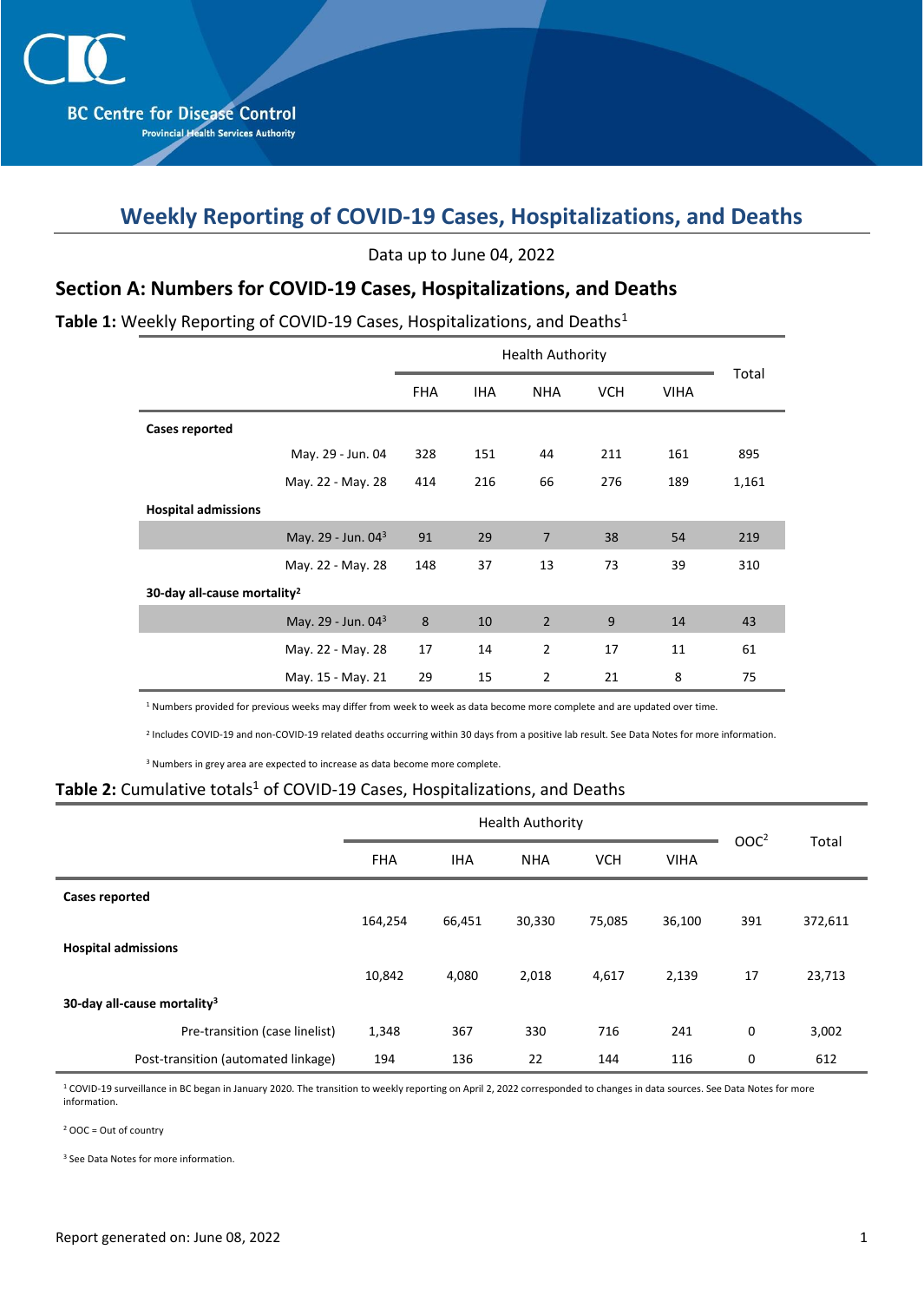BC Centre for Disease Control
Provincial Health Services Authority

# Weekly Reporting of COVID-19 Cases, Hospitalizations, and Deaths

Data up to June 04, 2022

## Section A: Numbers for COVID-19 Cases, Hospitalizations, and Deaths

**Table 1:** Weekly Reporting of COVID-19 Cases, Hospitalizations, and Deaths[1]

| | | Health Authority | | | | | Total |
|---|---|---|---|---|---|---|---|
| | | FHA | IHA | NHA | VCH | VIHA | |
| **Cases reported** | | | | | | | |
| | May. 29 - Jun. 04 | 328 | 151 | 44 | 211 | 161 | 895 |
| | May. 22 - May. 28 | 414 | 216 | 66 | 276 | 189 | 1,161 |
| **Hospital admissions** | | | | | | | |
| | May. 29 - Jun. 04[3] | 91 | 29 | 7 | 38 | 54 | 219 |
| | May. 22 - May. 28 | 148 | 37 | 13 | 73 | 39 | 310 |
| **30-day all-cause mortality[2]** | | | | | | | |
| | May. 29 - Jun. 04[3] | 8 | 10 | 2 | 9 | 14 | 43 |
| | May. 22 - May. 28 | 17 | 14 | 2 | 17 | 11 | 61 |
| | May. 15 - May. 21 | 29 | 15 | 2 | 21 | 8 | 75 |

[1] Numbers provided for previous weeks may differ from week to week as data become more complete and are updated over time.

[2] Includes COVID-19 and non-COVID-19 related deaths occurring within 30 days from a positive lab result. See Data Notes for more information.

[3] Numbers in grey area are expected to increase as data become more complete.

**Table 2:** Cumulative totals[1] of COVID-19 Cases, Hospitalizations, and Deaths

| | Health Authority | | | | | OOC[2] | Total |
|---|---|---|---|---|---|---|---|
| | FHA | IHA | NHA | VCH | VIHA | | |
| **Cases reported** | | | | | | | |
| | 164,254 | 66,451 | 30,330 | 75,085 | 36,100 | 391 | 372,611 |
| **Hospital admissions** | | | | | | | |
| | 10,842 | 4,080 | 2,018 | 4,617 | 2,139 | 17 | 23,713 |
| **30-day all-cause mortality[3]** | | | | | | | |
| Pre-transition (case linelist) | 1,348 | 367 | 330 | 716 | 241 | 0 | 3,002 |
| Post-transition (automated linkage) | 194 | 136 | 22 | 144 | 116 | 0 | 612 |

[1] COVID-19 surveillance in BC began in January 2020. The transition to weekly reporting on April 2, 2022 corresponded to changes in data sources. See Data Notes for more information.

[2] OOC = Out of country

[3] See Data Notes for more information.

Report generated on: June 08, 2022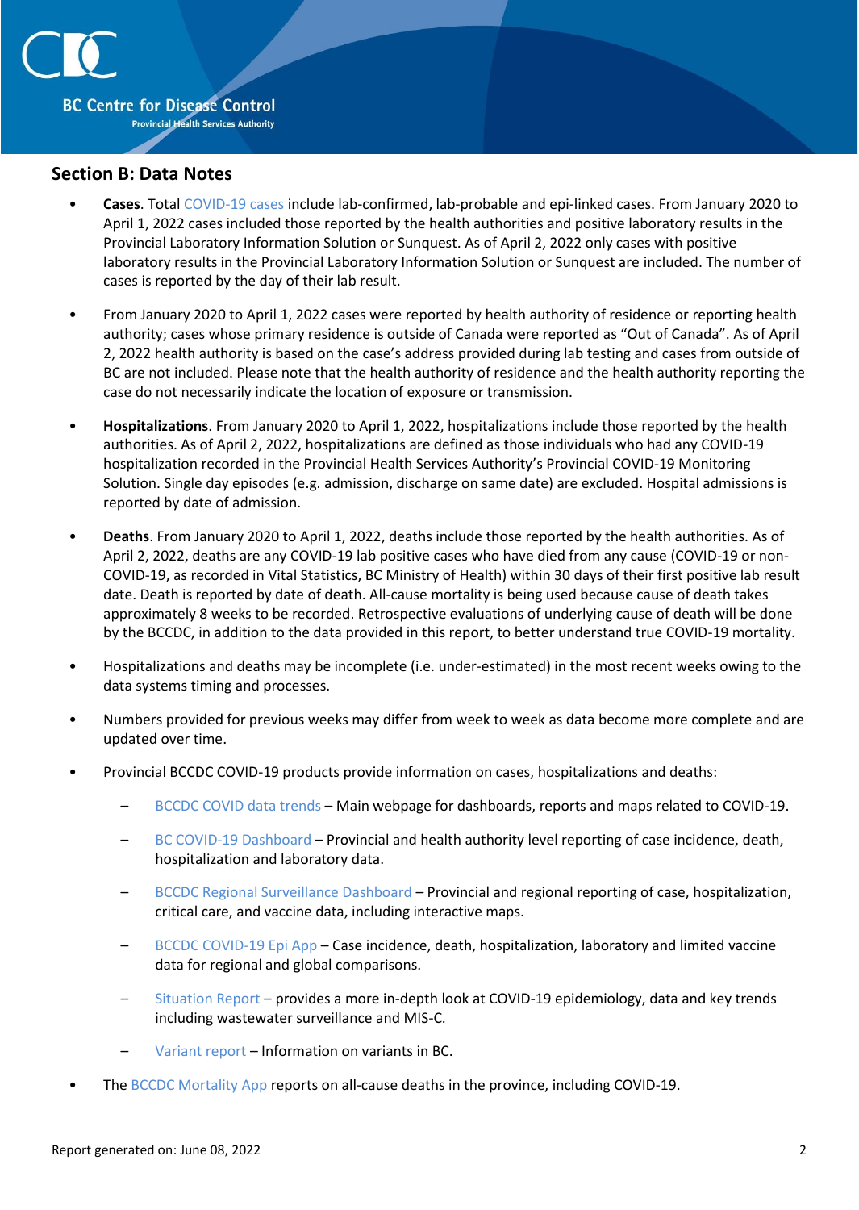## Section B: Data Notes

- **Cases**. Total COVID-19 cases include lab-confirmed, lab-probable and epi-linked cases. From January 2020 to April 1, 2022 cases included those reported by the health authorities and positive laboratory results in the Provincial Laboratory Information Solution or Sunquest. As of April 2, 2022 only cases with positive laboratory results in the Provincial Laboratory Information Solution or Sunquest are included. The number of cases is reported by the day of their lab result.

- From January 2020 to April 1, 2022 cases were reported by health authority of residence or reporting health authority; cases whose primary residence is outside of Canada were reported as "Out of Canada". As of April 2, 2022 health authority is based on the case's address provided during lab testing and cases from outside of BC are not included. Please note that the health authority of residence and the health authority reporting the case do not necessarily indicate the location of exposure or transmission.

- **Hospitalizations**. From January 2020 to April 1, 2022, hospitalizations include those reported by the health authorities. As of April 2, 2022, hospitalizations are defined as those individuals who had any COVID-19 hospitalization recorded in the Provincial Health Services Authority's Provincial COVID-19 Monitoring Solution. Single day episodes (e.g. admission, discharge on same date) are excluded. Hospital admissions is reported by date of admission.

- **Deaths**. From January 2020 to April 1, 2022, deaths include those reported by the health authorities. As of April 2, 2022, deaths are any COVID-19 lab positive cases who have died from any cause (COVID-19 or non-COVID-19, as recorded in Vital Statistics, BC Ministry of Health) within 30 days of their first positive lab result date. Death is reported by date of death. All-cause mortality is being used because cause of death takes approximately 8 weeks to be recorded. Retrospective evaluations of underlying cause of death will be done by the BCCDC, in addition to the data provided in this report, to better understand true COVID-19 mortality.

- Hospitalizations and deaths may be incomplete (i.e. under-estimated) in the most recent weeks owing to the data systems timing and processes.

- Numbers provided for previous weeks may differ from week to week as data become more complete and are updated over time.

- Provincial BCCDC COVID-19 products provide information on cases, hospitalizations and deaths:
  - BCCDC COVID data trends – Main webpage for dashboards, reports and maps related to COVID-19.
  - BC COVID-19 Dashboard – Provincial and health authority level reporting of case incidence, death, hospitalization and laboratory data.
  - BCCDC Regional Surveillance Dashboard – Provincial and regional reporting of case, hospitalization, critical care, and vaccine data, including interactive maps.
  - BCCDC COVID-19 Epi App – Case incidence, death, hospitalization, laboratory and limited vaccine data for regional and global comparisons.
  - Situation Report – provides a more in-depth look at COVID-19 epidemiology, data and key trends including wastewater surveillance and MIS-C.
  - Variant report – Information on variants in BC.

- The BCCDC Mortality App reports on all-cause deaths in the province, including COVID-19.

Report generated on: June 08, 2022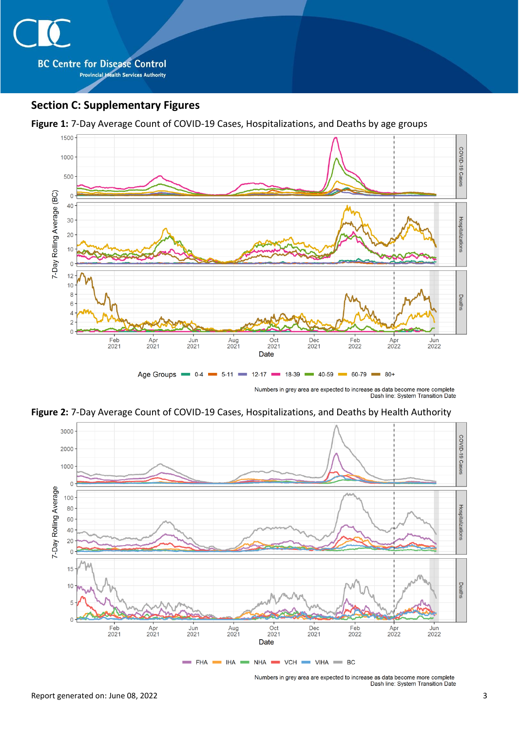## Section C: Supplementary Figures

**Figure 1:** 7-Day Average Count of COVID-19 Cases, Hospitalizations, and Deaths by age groups

7-Day Rolling Average (BC)

COVID-19 Cases

1500
1000
500
0

Hospitalizations

40
30
20
10
0

Deaths

12
10
8
6
4
2
0

Feb 2021
Apr 2021
Jun 2021
Aug 2021
Oct 2021
Dec 2021
Feb 2022
Apr 2022
Jun 2022

Date

Age Groups 0-4 5-11 12-17 18-39 40-59 60-79 80+

Numbers in grey area are expected to increase as data become more complete
Dash line: System Transition Date

**Figure 2:** 7-Day Average Count of COVID-19 Cases, Hospitalizations, and Deaths by Health Authority

7-Day Rolling Average

COVID-19 Cases

3000
2000
1000
0

Hospitalizations

100
80
60
40
20
0

Deaths

15
10
5
0

Feb 2021
Apr 2021
Jun 2021
Aug 2021
Oct 2021
Dec 2021
Feb 2022
Apr 2022
Jun 2022

Date

FHA IHA NHA VCH VIHA BC

Numbers in grey area are expected to increase as data become more complete
Dash line: System Transition Date

Report generated on: June 08, 2022